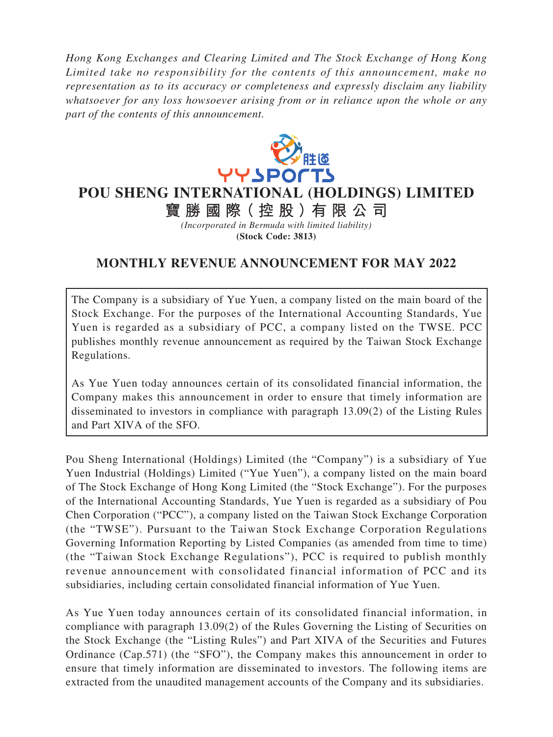*Hong Kong Exchanges and Clearing Limited and The Stock Exchange of Hong Kong Limited take no responsibility for the contents of this announcement, make no representation as to its accuracy or completeness and expressly disclaim any liability whatsoever for any loss howsoever arising from or in reliance upon the whole or any part of the contents of this announcement.*

# POU SHENG INTERNATIONAL (HOLDINGS) LIMITED

# 寶勝國際（控股）有限公司

*(Incorporated in Bermuda with limited liability)*

**(Stock Code: 3813)**

## MONTHLY REVENUE ANNOUNCEMENT FOR MAY 2022

The Company is a subsidiary of Yue Yuen, a company listed on the main board of the Stock Exchange. For the purposes of the International Accounting Standards, Yue Yuen is regarded as a subsidiary of PCC, a company listed on the TWSE. PCC publishes monthly revenue announcement as required by the Taiwan Stock Exchange Regulations.

As Yue Yuen today announces certain of its consolidated financial information, the Company makes this announcement in order to ensure that timely information are disseminated to investors in compliance with paragraph 13.09(2) of the Listing Rules and Part XIVA of the SFO.

Pou Sheng International (Holdings) Limited (the "Company") is a subsidiary of Yue Yuen Industrial (Holdings) Limited ("Yue Yuen"), a company listed on the main board of The Stock Exchange of Hong Kong Limited (the "Stock Exchange"). For the purposes of the International Accounting Standards, Yue Yuen is regarded as a subsidiary of Pou Chen Corporation ("PCC"), a company listed on the Taiwan Stock Exchange Corporation (the "TWSE"). Pursuant to the Taiwan Stock Exchange Corporation Regulations Governing Information Reporting by Listed Companies (as amended from time to time) (the "Taiwan Stock Exchange Regulations"), PCC is required to publish monthly revenue announcement with consolidated financial information of PCC and its subsidiaries, including certain consolidated financial information of Yue Yuen.

As Yue Yuen today announces certain of its consolidated financial information, in compliance with paragraph 13.09(2) of the Rules Governing the Listing of Securities on the Stock Exchange (the "Listing Rules") and Part XIVA of the Securities and Futures Ordinance (Cap.571) (the "SFO"), the Company makes this announcement in order to ensure that timely information are disseminated to investors. The following items are extracted from the unaudited management accounts of the Company and its subsidiaries.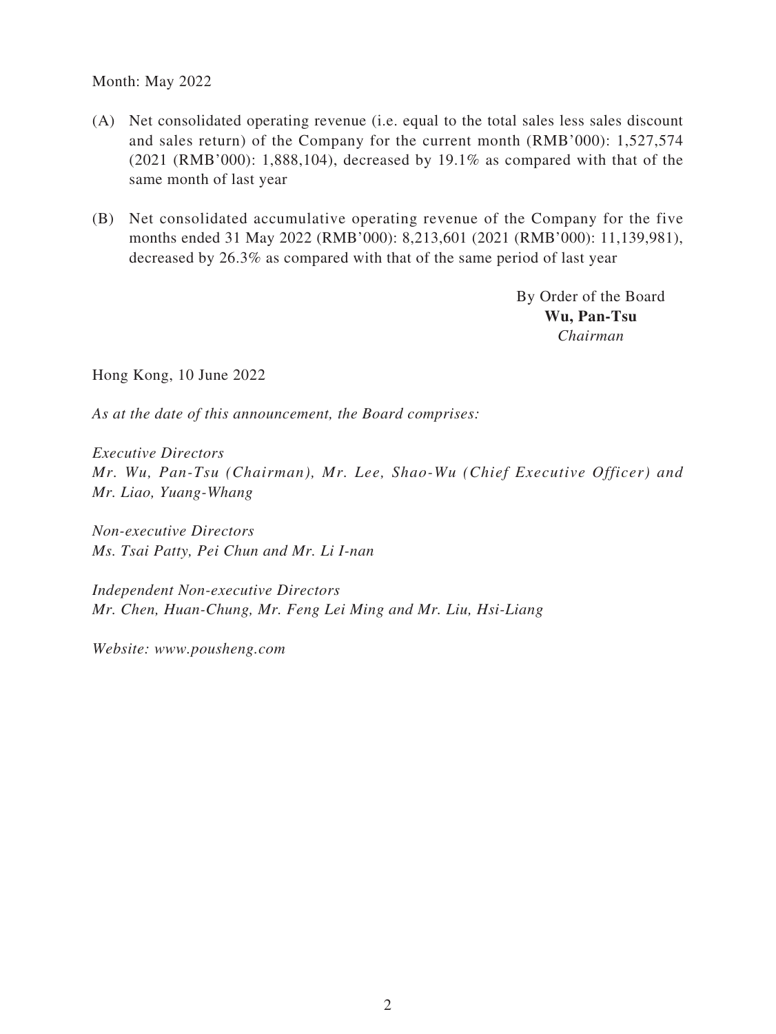Month: May 2022

(A) Net consolidated operating revenue (i.e. equal to the total sales less sales discount and sales return) of the Company for the current month (RMB'000): 1,527,574 (2021 (RMB'000): 1,888,104), decreased by 19.1% as compared with that of the same month of last year

(B) Net consolidated accumulative operating revenue of the Company for the five months ended 31 May 2022 (RMB'000): 8,213,601 (2021 (RMB'000): 11,139,981), decreased by 26.3% as compared with that of the same period of last year

By Order of the Board
**Wu, Pan-Tsu**
*Chairman*

Hong Kong, 10 June 2022

*As at the date of this announcement, the Board comprises:*

*Executive Directors*
*Mr. Wu, Pan-Tsu (Chairman), Mr. Lee, Shao-Wu (Chief Executive Officer) and Mr. Liao, Yuang-Whang*

*Non-executive Directors*
*Ms. Tsai Patty, Pei Chun and Mr. Li I-nan*

*Independent Non-executive Directors*
*Mr. Chen, Huan-Chung, Mr. Feng Lei Ming and Mr. Liu, Hsi-Liang*

*Website: www.pousheng.com*